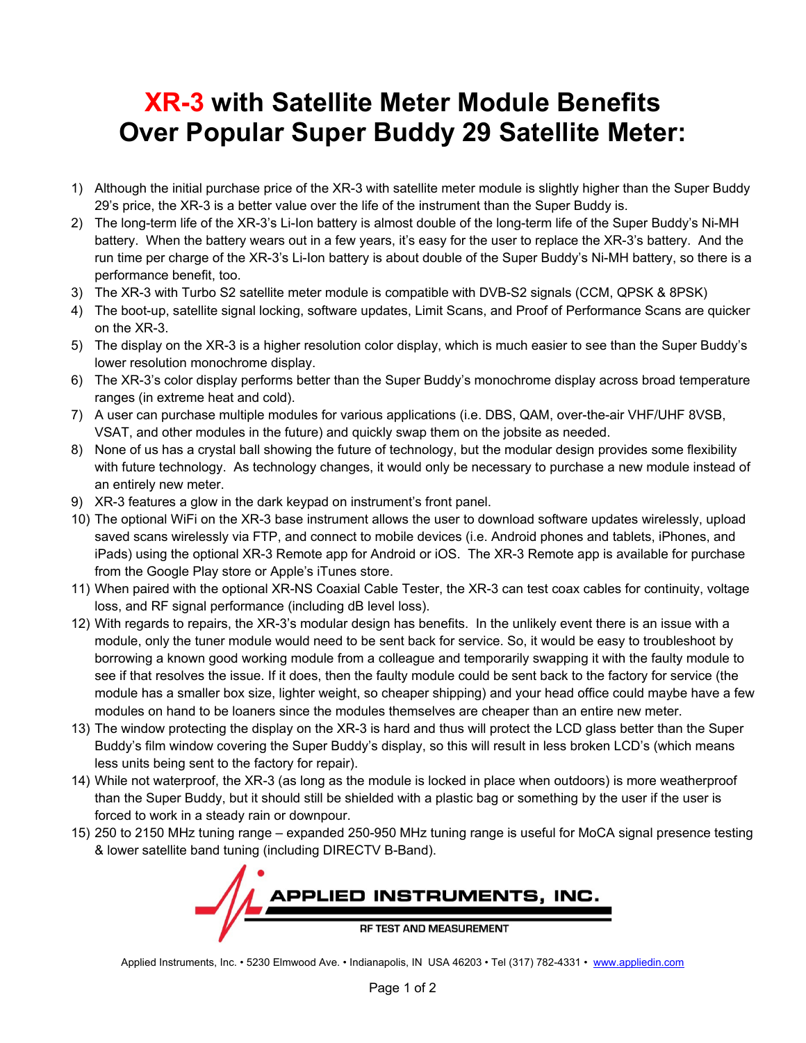# XR-3 with Satellite Meter Module Benefits Over Popular Super Buddy 29 Satellite Meter:

1) Although the initial purchase price of the XR-3 with satellite meter module is slightly higher than the Super Buddy 29's price, the XR-3 is a better value over the life of the instrument than the Super Buddy is.
2) The long-term life of the XR-3's Li-Ion battery is almost double of the long-term life of the Super Buddy's Ni-MH battery. When the battery wears out in a few years, it's easy for the user to replace the XR-3's battery. And the run time per charge of the XR-3's Li-Ion battery is about double of the Super Buddy's Ni-MH battery, so there is a performance benefit, too.
3) The XR-3 with Turbo S2 satellite meter module is compatible with DVB-S2 signals (CCM, QPSK & 8PSK)
4) The boot-up, satellite signal locking, software updates, Limit Scans, and Proof of Performance Scans are quicker on the XR-3.
5) The display on the XR-3 is a higher resolution color display, which is much easier to see than the Super Buddy's lower resolution monochrome display.
6) The XR-3's color display performs better than the Super Buddy's monochrome display across broad temperature ranges (in extreme heat and cold).
7) A user can purchase multiple modules for various applications (i.e. DBS, QAM, over-the-air VHF/UHF 8VSB, VSAT, and other modules in the future) and quickly swap them on the jobsite as needed.
8) None of us has a crystal ball showing the future of technology, but the modular design provides some flexibility with future technology. As technology changes, it would only be necessary to purchase a new module instead of an entirely new meter.
9) XR-3 features a glow in the dark keypad on instrument's front panel.
10) The optional WiFi on the XR-3 base instrument allows the user to download software updates wirelessly, upload saved scans wirelessly via FTP, and connect to mobile devices (i.e. Android phones and tablets, iPhones, and iPads) using the optional XR-3 Remote app for Android or iOS. The XR-3 Remote app is available for purchase from the Google Play store or Apple's iTunes store.
11) When paired with the optional XR-NS Coaxial Cable Tester, the XR-3 can test coax cables for continuity, voltage loss, and RF signal performance (including dB level loss).
12) With regards to repairs, the XR-3's modular design has benefits. In the unlikely event there is an issue with a module, only the tuner module would need to be sent back for service. So, it would be easy to troubleshoot by borrowing a known good working module from a colleague and temporarily swapping it with the faulty module to see if that resolves the issue. If it does, then the faulty module could be sent back to the factory for service (the module has a smaller box size, lighter weight, so cheaper shipping) and your head office could maybe have a few modules on hand to be loaners since the modules themselves are cheaper than an entire new meter.
13) The window protecting the display on the XR-3 is hard and thus will protect the LCD glass better than the Super Buddy's film window covering the Super Buddy's display, so this will result in less broken LCD's (which means less units being sent to the factory for repair).
14) While not waterproof, the XR-3 (as long as the module is locked in place when outdoors) is more weatherproof than the Super Buddy, but it should still be shielded with a plastic bag or something by the user if the user is forced to work in a steady rain or downpour.
15) 250 to 2150 MHz tuning range – expanded 250-950 MHz tuning range is useful for MoCA signal presence testing & lower satellite band tuning (including DIRECTV B-Band).

APPLIED INSTRUMENTS, INC.
RF TEST AND MEASUREMENT

Applied Instruments, Inc. • 5230 Elmwood Ave. • Indianapolis, IN USA 46203 • Tel (317) 782-4331 • www.appliedin.com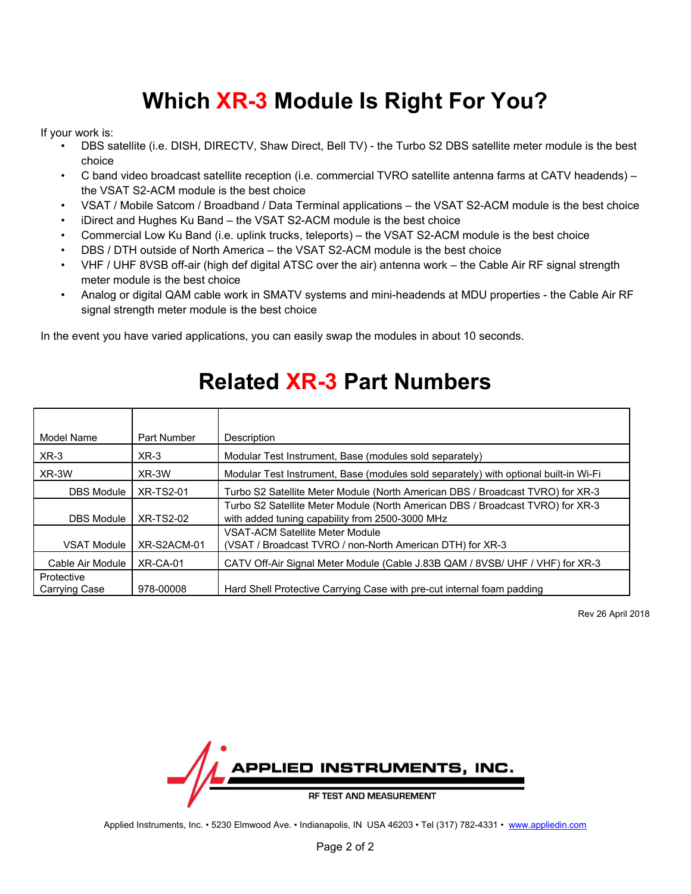# Which XR-3 Module Is Right For You?

If your work is:

- DBS satellite (i.e. DISH, DIRECTV, Shaw Direct, Bell TV) - the Turbo S2 DBS satellite meter module is the best choice
- C band video broadcast satellite reception (i.e. commercial TVRO satellite antenna farms at CATV headends) – the VSAT S2-ACM module is the best choice
- VSAT / Mobile Satcom / Broadband / Data Terminal applications – the VSAT S2-ACM module is the best choice
- iDirect and Hughes Ku Band – the VSAT S2-ACM module is the best choice
- Commercial Low Ku Band (i.e. uplink trucks, teleports) – the VSAT S2-ACM module is the best choice
- DBS / DTH outside of North America – the VSAT S2-ACM module is the best choice
- VHF / UHF 8VSB off-air (high def digital ATSC over the air) antenna work – the Cable Air RF signal strength meter module is the best choice
- Analog or digital QAM cable work in SMATV systems and mini-headends at MDU properties - the Cable Air RF signal strength meter module is the best choice

In the event you have varied applications, you can easily swap the modules in about 10 seconds.

# Related XR-3 Part Numbers

| Model Name | Part Number | Description |
|---|---|---|
| XR-3 | XR-3 | Modular Test Instrument, Base (modules sold separately) |
| XR-3W | XR-3W | Modular Test Instrument, Base (modules sold separately) with optional built-in Wi-Fi |
| DBS Module | XR-TS2-01 | Turbo S2 Satellite Meter Module (North American DBS / Broadcast TVRO) for XR-3 |
| DBS Module | XR-TS2-02 | Turbo S2 Satellite Meter Module (North American DBS / Broadcast TVRO) for XR-3 with added tuning capability from 2500-3000 MHz |
| VSAT Module | XR-S2ACM-01 | VSAT-ACM Satellite Meter Module (VSAT / Broadcast TVRO / non-North American DTH) for XR-3 |
| Cable Air Module | XR-CA-01 | CATV Off-Air Signal Meter Module (Cable J.83B QAM / 8VSB/ UHF / VHF) for XR-3 |
| Protective Carrying Case | 978-00008 | Hard Shell Protective Carrying Case with pre-cut internal foam padding |

Rev 26 April 2018

APPLIED INSTRUMENTS, INC.
RF TEST AND MEASUREMENT

Applied Instruments, Inc. • 5230 Elmwood Ave. • Indianapolis, IN USA 46203 • Tel (317) 782-4331 • www.appliedin.com